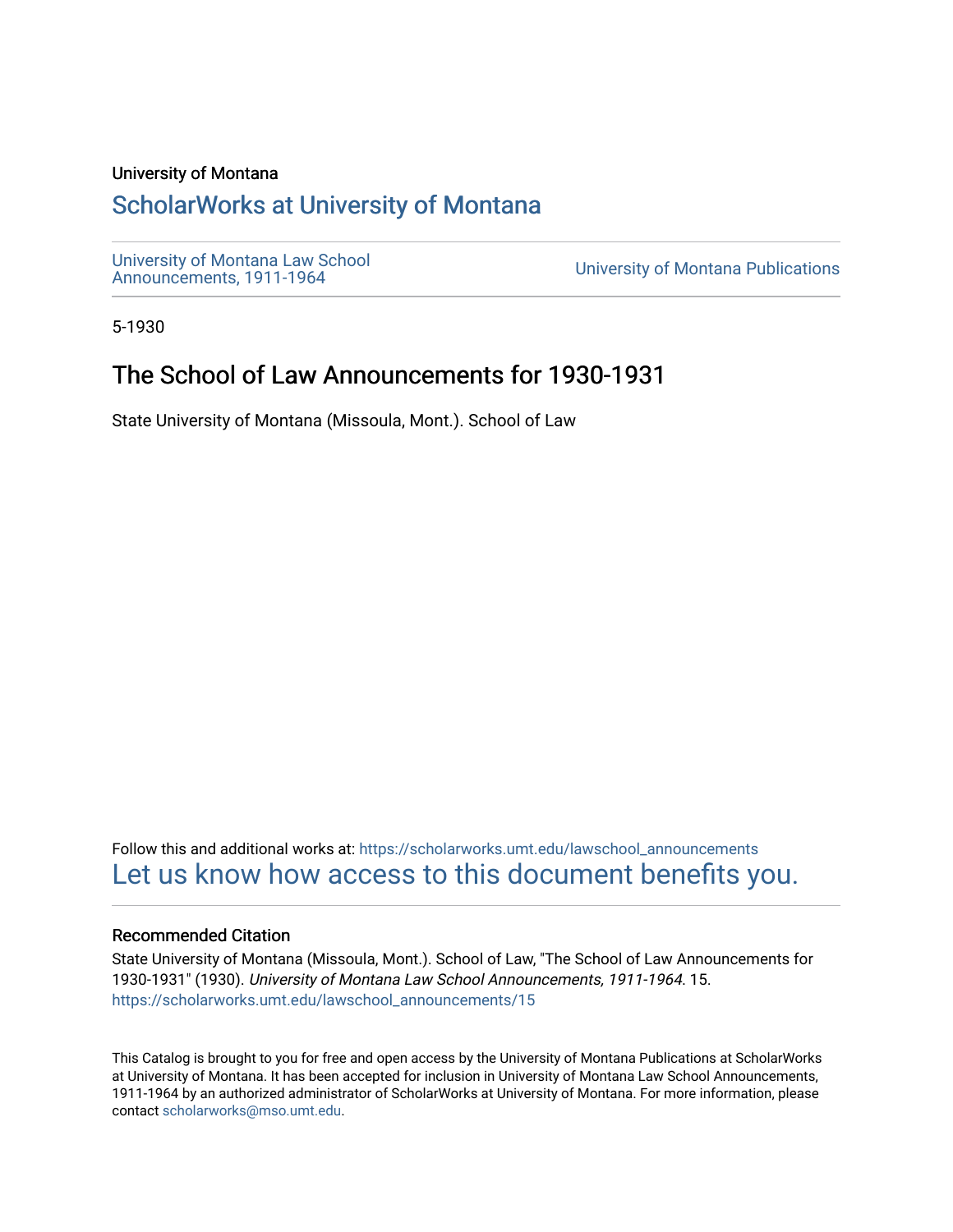University of Montana

# ScholarWorks at University of Montana

University of Montana Law School Announcements, 1911-1964

University of Montana Publications

5-1930

## The School of Law Announcements for 1930-1931

State University of Montana (Missoula, Mont.). School of Law

Follow this and additional works at: https://scholarworks.umt.edu/lawschool_announcements

Let us know how access to this document benefits you.

### Recommended Citation

State University of Montana (Missoula, Mont.). School of Law, "The School of Law Announcements for 1930-1931" (1930). *University of Montana Law School Announcements, 1911-1964*. 15.
https://scholarworks.umt.edu/lawschool_announcements/15

This Catalog is brought to you for free and open access by the University of Montana Publications at ScholarWorks at University of Montana. It has been accepted for inclusion in University of Montana Law School Announcements, 1911-1964 by an authorized administrator of ScholarWorks at University of Montana. For more information, please contact scholarworks@mso.umt.edu.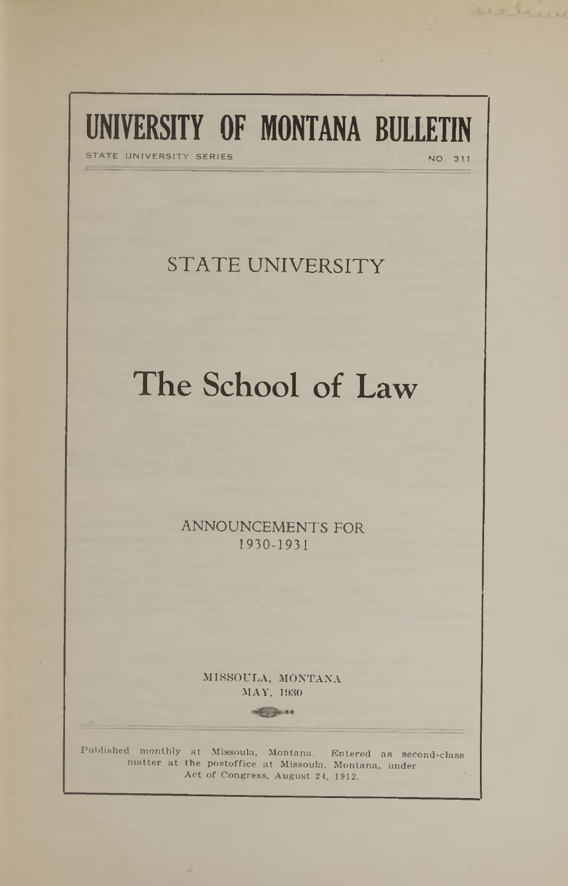# UNIVERSITY OF MONTANA BULLETIN

STATE UNIVERSITY SERIES NO. 311

## STATE UNIVERSITY

# The School of Law

ANNOUNCEMENTS FOR
1930-1931

MISSOULA, MONTANA
MAY, 1930

Published monthly at Missoula, Montana. Entered as second-class matter at the postoffice at Missoula, Montana, under Act of Congress, August 24, 1912.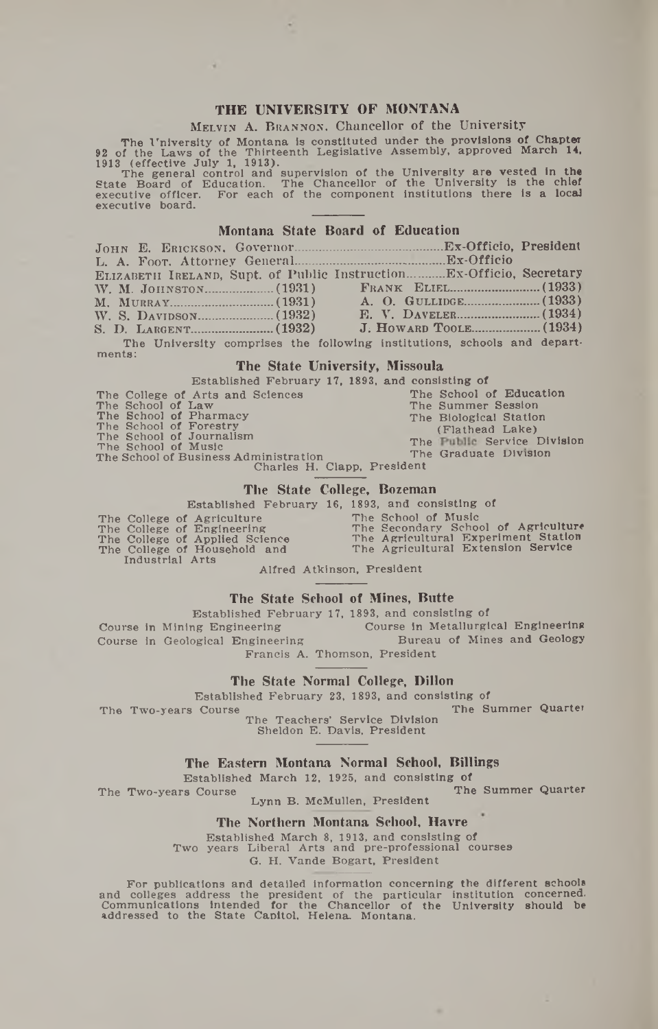# THE UNIVERSITY OF MONTANA

MELVIN A. BRANNON, Chancellor of the University

The University of Montana is constituted under the provisions of Chapter 92 of the Laws of the Thirteenth Legislative Assembly, approved March 14, 1913 (effective July 1, 1913).

The general control and supervision of the University are vested in the State Board of Education. The Chancellor of the University is the chief executive officer. For each of the component institutions there is a local executive board.

## Montana State Board of Education

JOHN E. ERICKSON, Governor..........Ex-Officio, President
L. A. FOOT, Attorney General..........Ex-Officio
ELIZABETH IRELAND, Supt. of Public Instruction..........Ex-Officio, Secretary

| | |
|---|---|
| W. M. JOHNSTON..........(1931) | FRANK ELIEL..........(1933) |
| M. MURRAY..........(1931) | A. O. GULLIDGE..........(1933) |
| W. S. DAVIDSON..........(1932) | E. V. DAVELER..........(1934) |
| S. D. LARGENT..........(1932) | J. HOWARD TOOLE..........(1934) |

The University comprises the following institutions, schools and departments:

### The State University, Missoula

Established February 17, 1893, and consisting of

- The College of Arts and Sciences
- The School of Law
- The School of Pharmacy
- The School of Forestry
- The School of Journalism
- The School of Music
- The School of Business Administration
- The School of Education
- The Summer Session
- The Biological Station (Flathead Lake)
- The Public Service Division
- The Graduate Division

Charles H. Clapp, President

### The State College, Bozeman

Established February 16, 1893, and consisting of

- The College of Agriculture
- The College of Engineering
- The College of Applied Science
- The College of Household and Industrial Arts
- The School of Music
- The Secondary School of Agriculture
- The Agricultural Experiment Station
- The Agricultural Extension Service

Alfred Atkinson, President

### The State School of Mines, Butte

Established February 17, 1893, and consisting of

- Course in Mining Engineering
- Course in Geological Engineering
- Course in Metallurgical Engineering
- Bureau of Mines and Geology

Francis A. Thomson, President

### The State Normal College, Dillon

Established February 23, 1893, and consisting of

- The Two-years Course
- The Summer Quarter
- The Teachers' Service Division

Sheldon E. Davis, President

### The Eastern Montana Normal School, Billings

Established March 12, 1925, and consisting of

- The Two-years Course
- The Summer Quarter

Lynn B. McMullen, President

### The Northern Montana School, Havre

Established March 8, 1913, and consisting of
Two years Liberal Arts and pre-professional courses

G. H. Vande Bogart, President

For publications and detailed information concerning the different schools and colleges address the president of the particular institution concerned. Communications intended for the Chancellor of the University should be addressed to the State Capitol, Helena, Montana.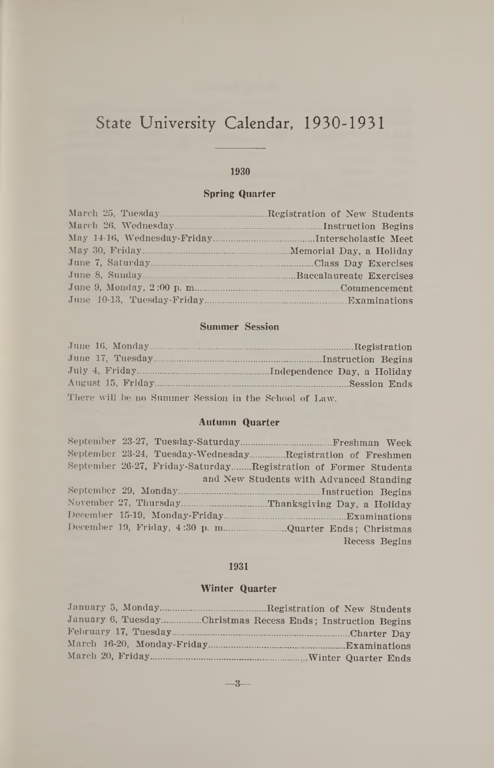# State University Calendar, 1930-1931

## 1930

### Spring Quarter

| | |
|---|---|
| March 25, Tuesday | Registration of New Students |
| March 26, Wednesday | Instruction Begins |
| May 14-16, Wednesday-Friday | Interscholastic Meet |
| May 30, Friday | Memorial Day, a Holiday |
| June 7, Saturday | Class Day Exercises |
| June 8, Sunday | Baccalaureate Exercises |
| June 9, Monday, 2:00 p. m. | Commencement |
| June 10-13, Tuesday-Friday | Examinations |

### Summer Session

| | |
|---|---|
| June 16, Monday | Registration |
| June 17, Tuesday | Instruction Begins |
| July 4, Friday | Independence Day, a Holiday |
| August 15, Friday | Session Ends |

There will be no Summer Session in the School of Law.

### Autumn Quarter

| | |
|---|---|
| September 23-27, Tuesday-Saturday | Freshman Week |
| September 23-24, Tuesday-Wednesday | Registration of Freshmen |
| September 26-27, Friday-Saturday | Registration of Former Students and New Students with Advanced Standing |
| September 29, Monday | Instruction Begins |
| November 27, Thursday | Thanksgiving Day, a Holiday |
| December 15-19, Monday-Friday | Examinations |
| December 19, Friday, 4:30 p. m. | Quarter Ends; Christmas Recess Begins |

## 1931

### Winter Quarter

| | |
|---|---|
| January 5, Monday | Registration of New Students |
| January 6, Tuesday | Christmas Recess Ends; Instruction Begins |
| February 17, Tuesday | Charter Day |
| March 16-20, Monday-Friday | Examinations |
| March 20, Friday | Winter Quarter Ends |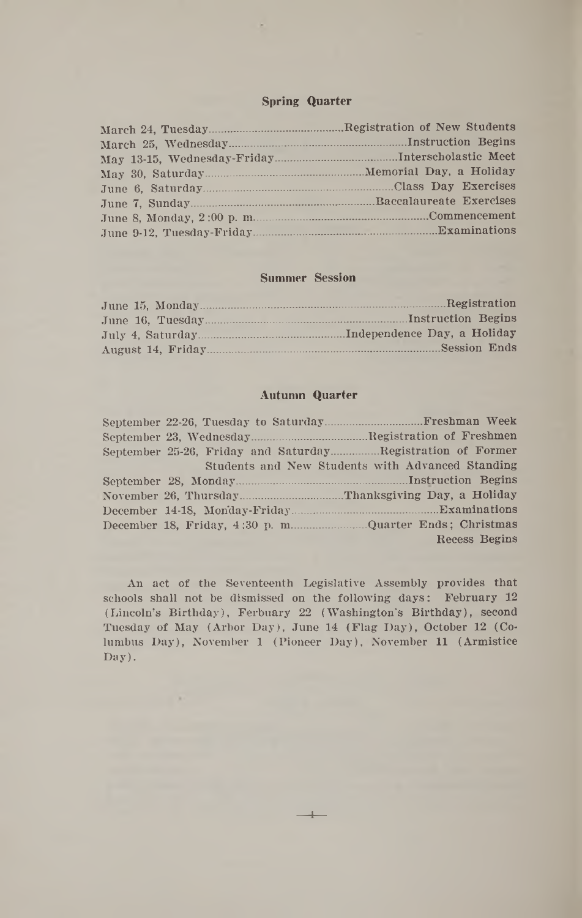### Spring Quarter

| | |
|---|---|
| March 24, Tuesday | Registration of New Students |
| March 25, Wednesday | Instruction Begins |
| May 13-15, Wednesday-Friday | Interscholastic Meet |
| May 30, Saturday | Memorial Day, a Holiday |
| June 6, Saturday | Class Day Exercises |
| June 7, Sunday | Baccalaureate Exercises |
| June 8, Monday, 2:00 p. m. | Commencement |
| June 9-12, Tuesday-Friday | Examinations |

### Summer Session

| | |
|---|---|
| June 15, Monday | Registration |
| June 16, Tuesday | Instruction Begins |
| July 4, Saturday | Independence Day, a Holiday |
| August 14, Friday | Session Ends |

### Autumn Quarter

| | |
|---|---|
| September 22-26, Tuesday to Saturday | Freshman Week |
| September 23, Wednesday | Registration of Freshmen |
| September 25-26, Friday and Saturday | Registration of Former Students and New Students with Advanced Standing |
| September 28, Monday | Instruction Begins |
| November 26, Thursday | Thanksgiving Day, a Holiday |
| December 14-18, Monday-Friday | Examinations |
| December 18, Friday, 4:30 p. m. | Quarter Ends; Christmas Recess Begins |

An act of the Seventeenth Legislative Assembly provides that schools shall not be dismissed on the following days: February 12 (Lincoln's Birthday), Ferbuary 22 (Washington's Birthday), second Tuesday of May (Arbor Day), June 14 (Flag Day), October 12 (Columbus Day), November 1 (Pioneer Day), November 11 (Armistice Day).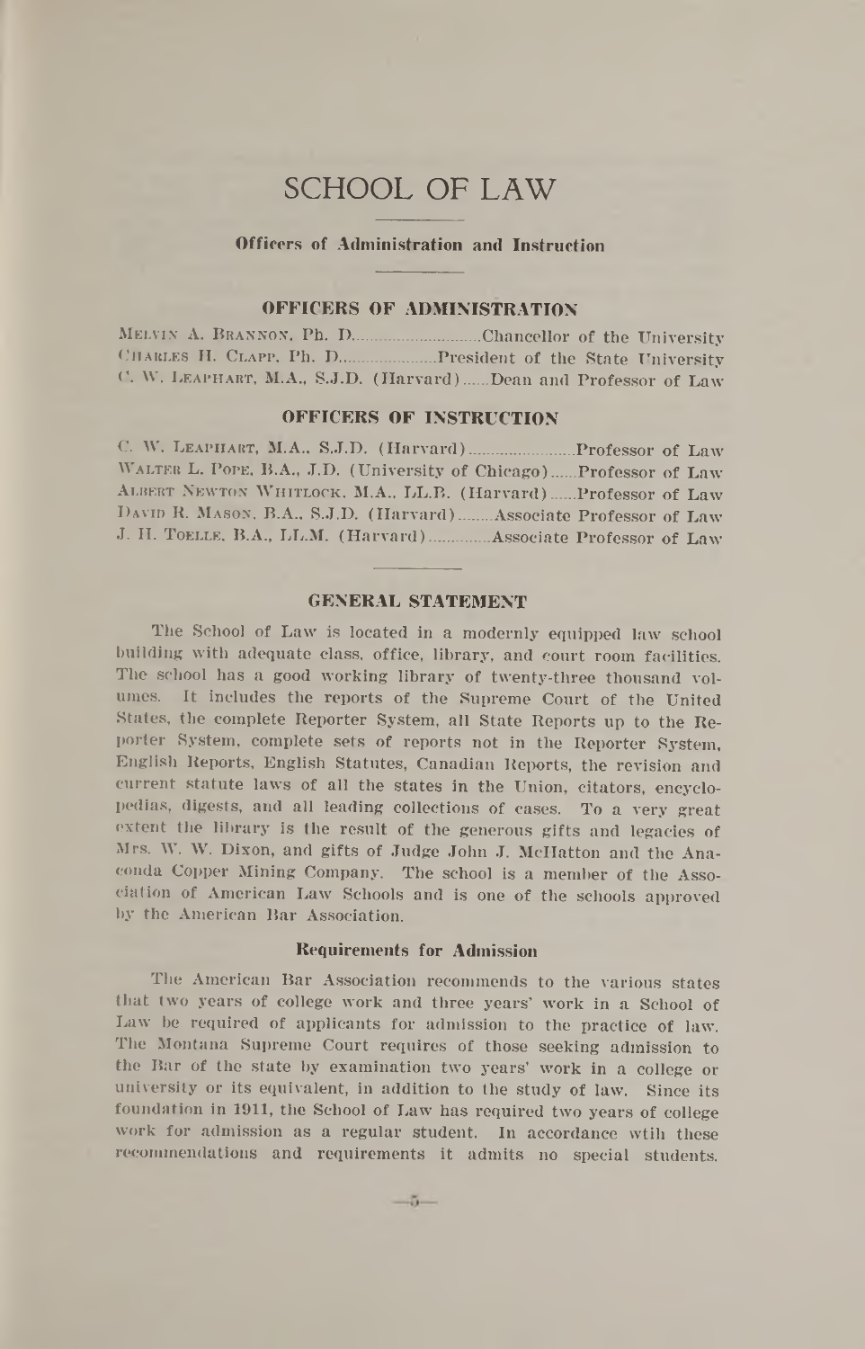# SCHOOL OF LAW

### Officers of Administration and Instruction

#### OFFICERS OF ADMINISTRATION

MELVIN A. BRANNON, Ph. D. ............................Chancellor of the University
CHARLES H. CLAPP, Ph. D. ....................President of the State University
C. W. LEAPHART, M.A., S.J.D. (Harvard) ......Dean and Professor of Law

#### OFFICERS OF INSTRUCTION

C. W. LEAPHART, M.A., S.J.D. (Harvard) ........................Professor of Law
WALTER L. POPE, B.A., J.D. (University of Chicago) ......Professor of Law
ALBERT NEWTON WHITLOCK, M.A., LL.B. (Harvard) ......Professor of Law
DAVID R. MASON, B.A., S.J.D. (Harvard) ........Associate Professor of Law
J. H. TOELLE, B.A., LL.M. (Harvard) ..............Associate Professor of Law

#### GENERAL STATEMENT

The School of Law is located in a modernly equipped law school building with adequate class, office, library, and court room facilities. The school has a good working library of twenty-three thousand volumes. It includes the reports of the Supreme Court of the United States, the complete Reporter System, all State Reports up to the Reporter System, complete sets of reports not in the Reporter System, English Reports, English Statutes, Canadian Reports, the revision and current statute laws of all the states in the Union, citators, encyclopedias, digests, and all leading collections of cases. To a very great extent the library is the result of the generous gifts and legacies of Mrs. W. W. Dixon, and gifts of Judge John J. McHatton and the Anaconda Copper Mining Company. The school is a member of the Association of American Law Schools and is one of the schools approved by the American Bar Association.

#### Requirements for Admission

The American Bar Association recommends to the various states that two years of college work and three years' work in a School of Law be required of applicants for admission to the practice of law. The Montana Supreme Court requires of those seeking admission to the Bar of the state by examination two years' work in a college or university or its equivalent, in addition to the study of law. Since its foundation in 1911, the School of Law has required two years of college work for admission as a regular student. In accordance wtih these recommendations and requirements it admits no special students.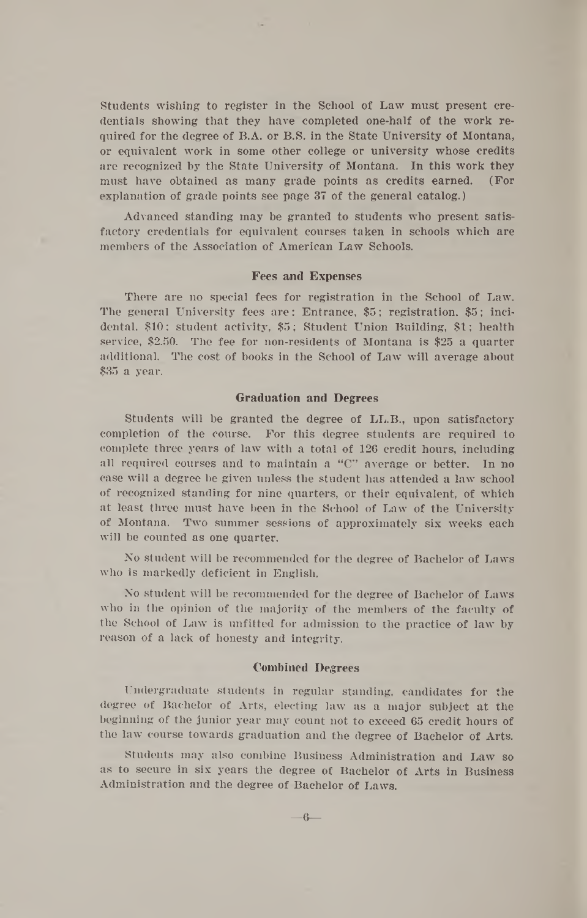Students wishing to register in the School of Law must present credentials showing that they have completed one-half of the work required for the degree of B.A. or B.S. in the State University of Montana, or equivalent work in some other college or university whose credits are recognized by the State University of Montana. In this work they must have obtained as many grade points as credits earned. (For explanation of grade points see page 37 of the general catalog.)

Advanced standing may be granted to students who present satisfactory credentials for equivalent courses taken in schools which are members of the Association of American Law Schools.

### Fees and Expenses

There are no special fees for registration in the School of Law. The general University fees are: Entrance, $5; registration, $5; incidental, $10; student activity, $5; Student Union Building, $1; health service, $2.50. The fee for non-residents of Montana is $25 a quarter additional. The cost of books in the School of Law will average about $35 a year.

### Graduation and Degrees

Students will be granted the degree of LL.B., upon satisfactory completion of the course. For this degree students are required to complete three years of law with a total of 126 credit hours, including all required courses and to maintain a "C" average or better. In no case will a degree be given unless the student has attended a law school of recognized standing for nine quarters, or their equivalent, of which at least three must have been in the School of Law of the University of Montana. Two summer sessions of approximately six weeks each will be counted as one quarter.

No student will be recommended for the degree of Bachelor of Laws who is markedly deficient in English.

No student will be recommended for the degree of Bachelor of Laws who in the opinion of the majority of the members of the faculty of the School of Law is unfitted for admission to the practice of law by reason of a lack of honesty and integrity.

### Combined Degrees

Undergraduate students in regular standing, candidates for the degree of Bachelor of Arts, electing law as a major subject at the beginning of the junior year may count not to exceed 65 credit hours of the law course towards graduation and the degree of Bachelor of Arts.

Students may also combine Business Administration and Law so as to secure in six years the degree of Bachelor of Arts in Business Administration and the degree of Bachelor of Laws.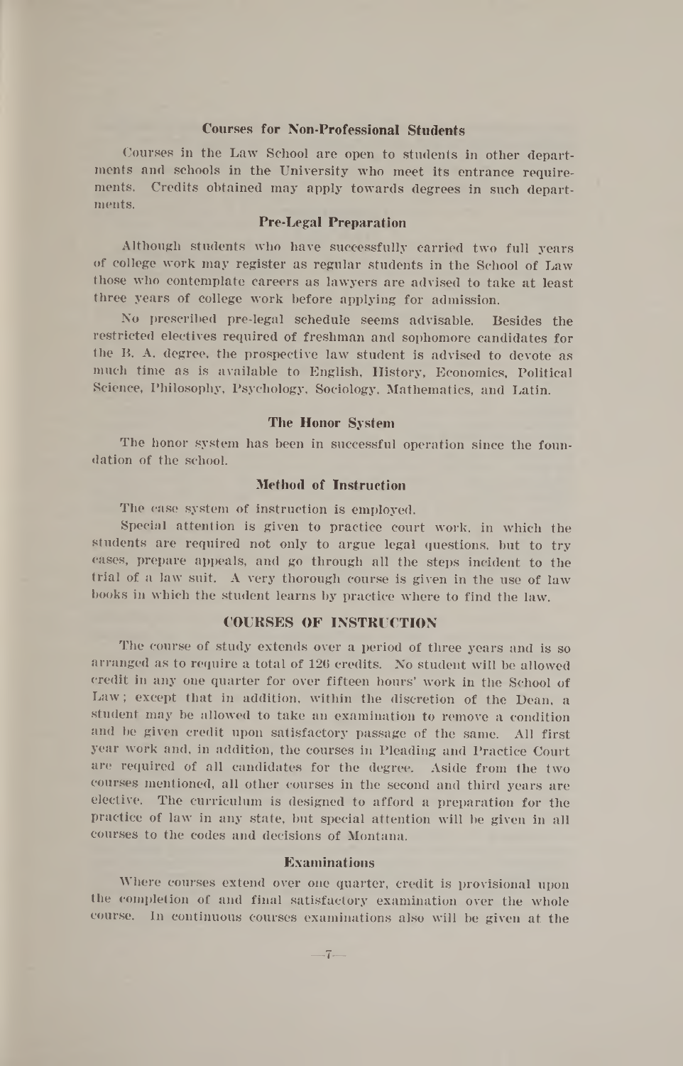### Courses for Non-Professional Students

Courses in the Law School are open to students in other departments and schools in the University who meet its entrance requirements. Credits obtained may apply towards degrees in such departments.

### Pre-Legal Preparation

Although students who have successfully carried two full years of college work may register as regular students in the School of Law those who contemplate careers as lawyers are advised to take at least three years of college work before applying for admission.

No prescribed pre-legal schedule seems advisable. Besides the restricted electives required of freshman and sophomore candidates for the B. A. degree, the prospective law student is advised to devote as much time as is available to English, History, Economics, Political Science, Philosophy, Psychology, Sociology, Mathematics, and Latin.

### The Honor System

The honor system has been in successful operation since the foundation of the school.

### Method of Instruction

The case system of instruction is employed.

Special attention is given to practice court work, in which the students are required not only to argue legal questions, but to try cases, prepare appeals, and go through all the steps incident to the trial of a law suit. A very thorough course is given in the use of law books in which the student learns by practice where to find the law.

## COURSES OF INSTRUCTION

The course of study extends over a period of three years and is so arranged as to require a total of 126 credits. No student will be allowed credit in any one quarter for over fifteen hours' work in the School of Law; except that in addition, within the discretion of the Dean, a student may be allowed to take an examination to remove a condition and be given credit upon satisfactory passage of the same. All first year work and, in addition, the courses in Pleading and Practice Court are required of all candidates for the degree. Aside from the two courses mentioned, all other courses in the second and third years are elective. The curriculum is designed to afford a preparation for the practice of law in any state, but special attention will be given in all courses to the codes and decisions of Montana.

### Examinations

Where courses extend over one quarter, credit is provisional upon the completion of and final satisfactory examination over the whole course. In continuous courses examinations also will be given at the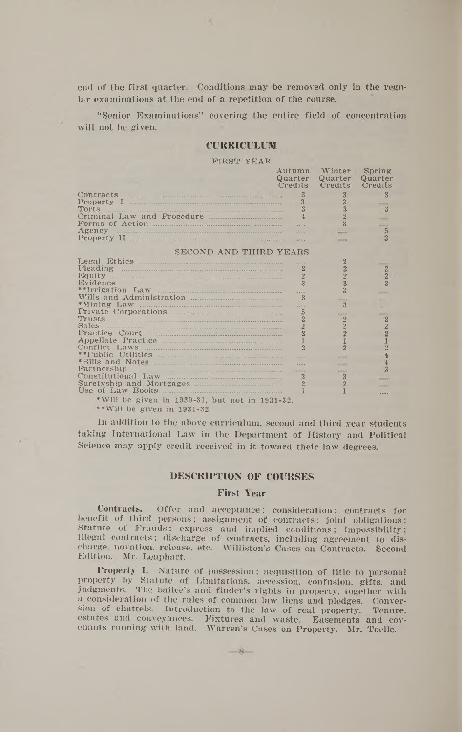end of the first quarter. Conditions may be removed only in the regular examinations at the end of a repetition of the course.

"Senior Examinations" covering the entire field of concentration will not be given.

## CURRICULUM

### FIRST YEAR

| | Autumn Quarter Credits | Winter Quarter Credits | Spring Quarter Credits |
|---|---|---|---|
| Contracts | 3 | 3 | 3 |
| Property I | 3 | 3 | .... |
| Torts | 3 | 3 | 3 |
| Criminal Law and Procedure | 4 | 2 | .... |
| Forms of Action | .... | 3 | .... |
| Agency | .... | .... | 5 |
| Property II | .... | .... | 3 |

### SECOND AND THIRD YEARS

| | Autumn Quarter Credits | Winter Quarter Credits | Spring Quarter Credits |
|---|---|---|---|
| Legal Ethics | .... | 2 | .... |
| Pleading | 2 | 2 | 2 |
| Equity | 2 | 2 | 2 |
| Evidence | 3 | 3 | 3 |
| **Irrigation Law | .... | 3 | .... |
| Wills and Administration | 3 | .... | .... |
| *Mining Law | .... | 3 | .... |
| Private Corporations | 5 | .... | .... |
| Trusts | 2 | 2 | 2 |
| Sales | 2 | 2 | 2 |
| Practice Court | 2 | 2 | 2 |
| Appellate Practice | 1 | 1 | 1 |
| Conflict Laws | 2 | 2 | 2 |
| **Public Utilities | .... | .... | 4 |
| *Bills and Notes | .... | .... | 4 |
| Partnership | .... | .... | 3 |
| Constitutional Law | 3 | 3 | .... |
| Suretyship and Mortgages | 2 | 2 | .... |
| Use of Law Books | 1 | 1 | .... |

*Will be given in 1930-31, but not in 1931-32.

**Will be given in 1931-32.

In addition to the above curriculum, second and third year students taking International Law in the Department of History and Political Science may apply credit received in it toward their law degrees.

## DESCRIPTION OF COURSES

### First Year

**Contracts.** Offer and acceptance; consideration; contracts for benefit of third persons; assignment of contracts; joint obligations; Statute of Frauds; express and implied conditions; impossibility; illegal contracts; discharge of contracts, including agreement to discharge, novation, release, etc. Williston's Cases on Contracts. Second Edition. Mr. Leaphart.

**Property I.** Nature of possession; acquisition of title to personal property by Statute of Limitations, accession, confusion, gifts, and judgments. The bailee's and finder's rights in property, together with a consideration of the rules of common law liens and pledges. Conversion of chattels. Introduction to the law of real property. Tenure, estates and conveyances. Fixtures and waste. Easements and covenants running with land. Warren's Cases on Property. Mr. Toelle.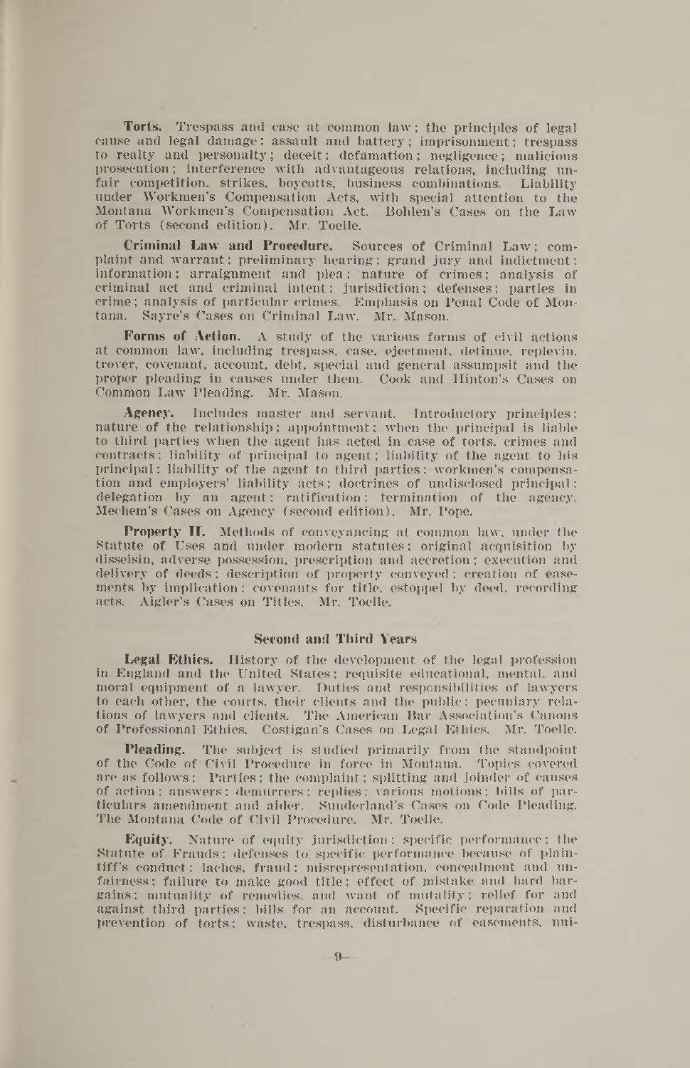**Torts.** Trespass and case at common law; the principles of legal cause and legal damage: assault and battery; imprisonment; trespass to realty and personalty; deceit; defamation; negligence; malicious prosecution; interference with advantageous relations, including unfair competition, strikes, boycotts, business combinations. Liability under Workmen's Compensation Acts, with special attention to the Montana Workmen's Compensation Act. Bohlen's Cases on the Law of Torts (second edition). Mr. Toelle.

**Criminal Law and Procedure.** Sources of Criminal Law; complaint and warrant; preliminary hearing; grand jury and indictment; information; arraignment and plea; nature of crimes; analysis of criminal act and criminal intent; jurisdiction; defenses; parties in crime; analysis of particular crimes. Emphasis on Penal Code of Montana. Sayre's Cases on Criminal Law. Mr. Mason.

**Forms of Action.** A study of the various forms of civil actions at common law, including trespass, case, ejectment, detinue, replevin, trover, covenant, account, debt, special and general assumpsit and the proper pleading in causes under them. Cook and Hinton's Cases on Common Law Pleading. Mr. Mason.

**Agency.** Includes master and servant. Introductory principles: nature of the relationship; appointment; when the principal is liable to third parties when the agent has acted in case of torts, crimes and contracts; liability of principal to agent; liability of the agent to his principal; liability of the agent to third parties; workmen's compensation and employers' liability acts; doctrines of undisclosed principal; delegation by an agent; ratification; termination of the agency. Mechem's Cases on Agency (second edition). Mr. Pope.

**Property II.** Methods of conveyancing at common law, under the Statute of Uses and under modern statutes; original acquisition by disseisin, adverse possession, prescription and accretion; execution and delivery of deeds; description of property conveyed; creation of easements by implication; covenants for title, estoppel by deed, recording acts. Aigler's Cases on Titles. Mr. Toelle.

### Second and Third Years

**Legal Ethics.** History of the development of the legal profession in England and the United States; requisite educational, mental, and moral equipment of a lawyer. Duties and responsibilities of lawyers to each other, the courts, their clients and the public; pecuniary relations of lawyers and clients. The American Bar Association's Canons of Professional Ethics. Costigan's Cases on Legal Ethics. Mr. Toelle.

**Pleading.** The subject is studied primarily from the standpoint of the Code of Civil Procedure in force in Montana. Topics covered are as follows: Parties; the complaint; splitting and joinder of causes of action; answers; demurrers; replies; various motions; bills of particulars amendment and aider. Sunderland's Cases on Code Pleading. The Montana Code of Civil Procedure. Mr. Toelle.

**Equity.** Nature of equity jurisdiction; specific performance; the Statute of Frauds; defenses to specific performance because of plaintiff's conduct; laches, fraud; misrepresentation, concealment and unfairness; failure to make good title; effect of mistake and hard bargains; mutuality of remedies, and want of mutality; relief for and against third parties; bills for an account. Specific reparation and prevention of torts; waste, trespass, disturbance of easements, nui-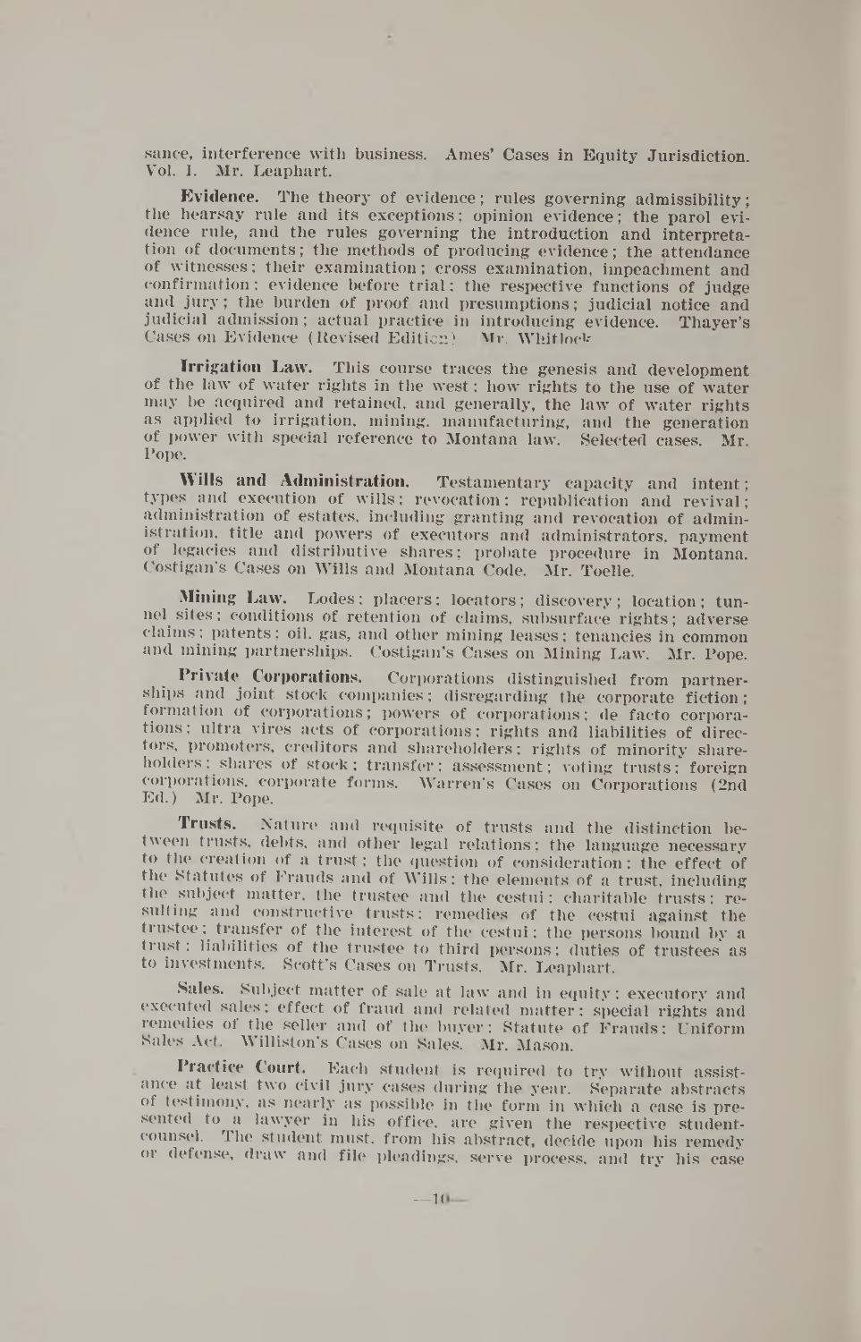sance, interference with business. Ames' Cases in Equity Jurisdiction. Vol. I. Mr. Leaphart.

**Evidence.** The theory of evidence; rules governing admissibility; the hearsay rule and its exceptions; opinion evidence; the parol evidence rule, and the rules governing the introduction and interpretation of documents; the methods of producing evidence; the attendance of witnesses; their examination; cross examination, impeachment and confirmation; evidence before trial; the respective functions of judge and jury; the burden of proof and presumptions; judicial notice and judicial admission; actual practice in introducing evidence. Thayer's Cases on Evidence (Revised Edition) Mr. Whitlock.

**Irrigation Law.** This course traces the genesis and development of the law of water rights in the west; how rights to the use of water may be acquired and retained, and generally, the law of water rights as applied to irrigation, mining, manufacturing, and the generation of power with special reference to Montana law. Selected cases. Mr. Pope.

**Wills and Administration.** Testamentary capacity and intent; types and execution of wills; revocation; republication and revival; administration of estates, including granting and revocation of administration, title and powers of executors and administrators, payment of legacies and distributive shares; probate procedure in Montana. Costigan's Cases on Wills and Montana Code. Mr. Toelle.

**Mining Law.** Lodes; placers; locators; discovery; location; tunnel sites; conditions of retention of claims, subsurface rights; adverse claims; patents; oil, gas, and other mining leases; tenancies in common and mining partnerships. Costigan's Cases on Mining Law. Mr. Pope.

**Private Corporations.** Corporations distinguished from partnerships and joint stock companies; disregarding the corporate fiction; formation of corporations; powers of corporations; de facto corporations; ultra vires acts of corporations; rights and liabilities of directors, promoters, creditors and shareholders; rights of minority shareholders; shares of stock; transfer; assessment; voting trusts; foreign corporations, corporate forms. Warren's Cases on Corporations (2nd Ed.) Mr. Pope.

**Trusts.** Nature and requisite of trusts and the distinction between trusts, debts, and other legal relations; the language necessary to the creation of a trust; the question of consideration; the effect of the Statutes of Frauds and of Wills; the elements of a trust, including the subject matter, the trustee and the cestui; charitable trusts; resulting and constructive trusts; remedies of the cestui against the trustee; transfer of the interest of the cestui; the persons bound by a trust; liabilities of the trustee to third persons; duties of trustees as to investments. Scott's Cases on Trusts. Mr. Leaphart.

**Sales.** Subject matter of sale at law and in equity; executory and executed sales; effect of fraud and related matter; special rights and remedies of the seller and of the buyer; Statute of Frauds; Uniform Sales Act. Williston's Cases on Sales. Mr. Mason.

**Practice Court.** Each student is required to try without assistance at least two civil jury cases during the year. Separate abstracts of testimony, as nearly as possible in the form in which a case is presented to a lawyer in his office, are given the respective student-counsel. The student must, from his abstract, decide upon his remedy or defense, draw and file pleadings, serve process, and try his case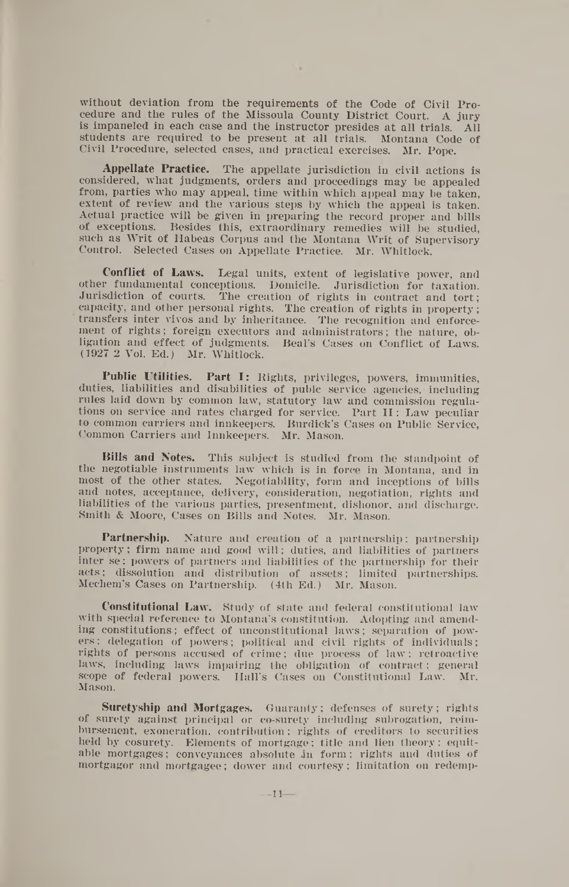without deviation from the requirements of the Code of Civil Procedure and the rules of the Missoula County District Court. A jury is impaneled in each case and the instructor presides at all trials. All students are required to be present at all trials. Montana Code of Civil Procedure, selected cases, and practical exercises. Mr. Pope.

**Appellate Practice.** The appellate jurisdiction in civil actions is considered, what judgments, orders and proceedings may be appealed from, parties who may appeal, time within which appeal may be taken, extent of review and the various steps by which the appeal is taken. Actual practice will be given in preparing the record proper and bills of exceptions. Besides this, extraordinary remedies will be studied, such as Writ of Habeas Corpus and the Montana Writ of Supervisory Control. Selected Cases on Appellate Practice. Mr. Whitlock.

**Conflict of Laws.** Legal units, extent of legislative power, and other fundamental conceptions. Domicile. Jurisdiction for taxation. Jurisdiction of courts. The creation of rights in contract and tort; capacity, and other personal rights. The creation of rights in property; transfers inter vivos and by inheritance. The recognition and enforcement of rights; foreign executors and administrators; the nature, obligation and effect of judgments. Beal's Cases on Conflict of Laws. (1927 2 Vol. Ed.) Mr. Whitlock.

**Public Utilities. Part I:** Rights, privileges, powers, immunities, duties, liabilities and disabilities of public service agencies, including rules laid down by common law, statutory law and commission regulations on service and rates charged for service. Part II: Law peculiar to common carriers and innkeepers. Burdick's Cases on Public Service, Common Carriers and Innkeepers. Mr. Mason.

**Bills and Notes.** This subject is studied from the standpoint of the negotiable instruments law which is in force in Montana, and in most of the other states. Negotiability, form and inceptions of bills and notes, acceptance, delivery, consideration, negotiation, rights and liabilities of the various parties, presentment, dishonor, and discharge. Smith & Moore, Cases on Bills and Notes. Mr. Mason.

**Partnership.** Nature and creation of a partnership; partnership property; firm name and good will; duties, and liabilities of partners inter se; powers of partners and liabilities of the partnership for their acts; dissolution and distribution of assets; limited partnerships. Mechem's Cases on Partnership. (4th Ed.) Mr. Mason.

**Constitutional Law.** Study of state and federal constitutional law with special reference to Montana's constitution. Adopting and amending constitutions; effect of unconstitutional laws; separation of powers; delegation of powers; political and civil rights of individuals; rights of persons accused of crime; due process of law; retroactive laws, including laws impairing the obligation of contract; general scope of federal powers. Hall's Cases on Constitutional Law. Mr. Mason.

**Suretyship and Mortgages.** Guaranty; defenses of surety; rights of surety against principal or co-surety including subrogation, reimbursement, exoneration, contribution; rights of creditors to securities held by cosurety. Elements of mortgage; title and lien theory; equitable mortgages; conveyances absolute in form; rights and duties of mortgagor and mortgagee; dower and courtesy; limitation on redemp-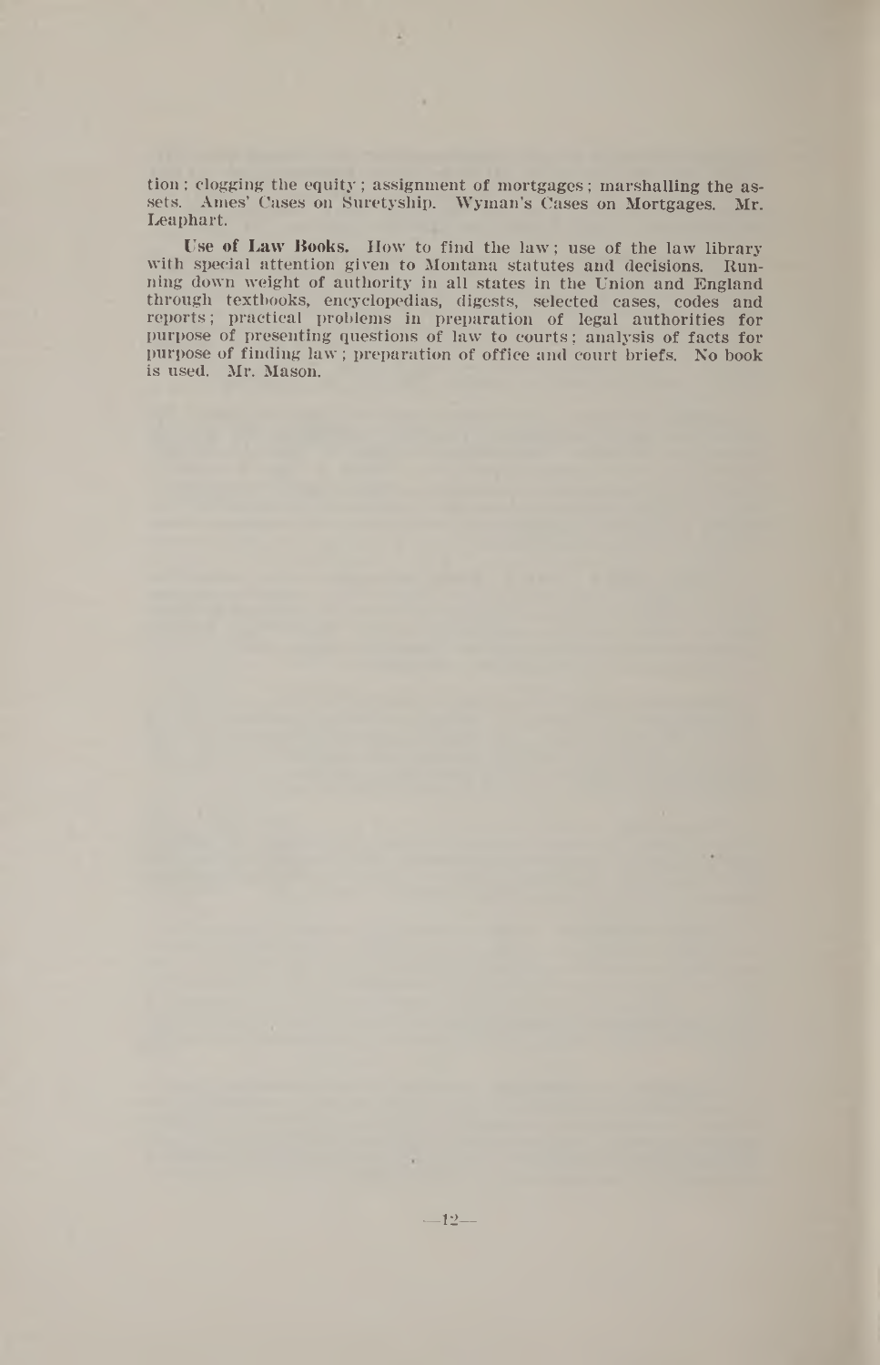tion; clogging the equity; assignment of mortgages; marshalling the assets. Ames' Cases on Suretyship. Wyman's Cases on Mortgages. Mr. Leaphart.

**Use of Law Books.** How to find the law; use of the law library with special attention given to Montana statutes and decisions. Running down weight of authority in all states in the Union and England through textbooks, encyclopedias, digests, selected cases, codes and reports; practical problems in preparation of legal authorities for purpose of presenting questions of law to courts; analysis of facts for purpose of finding law; preparation of office and court briefs. No book is used. Mr. Mason.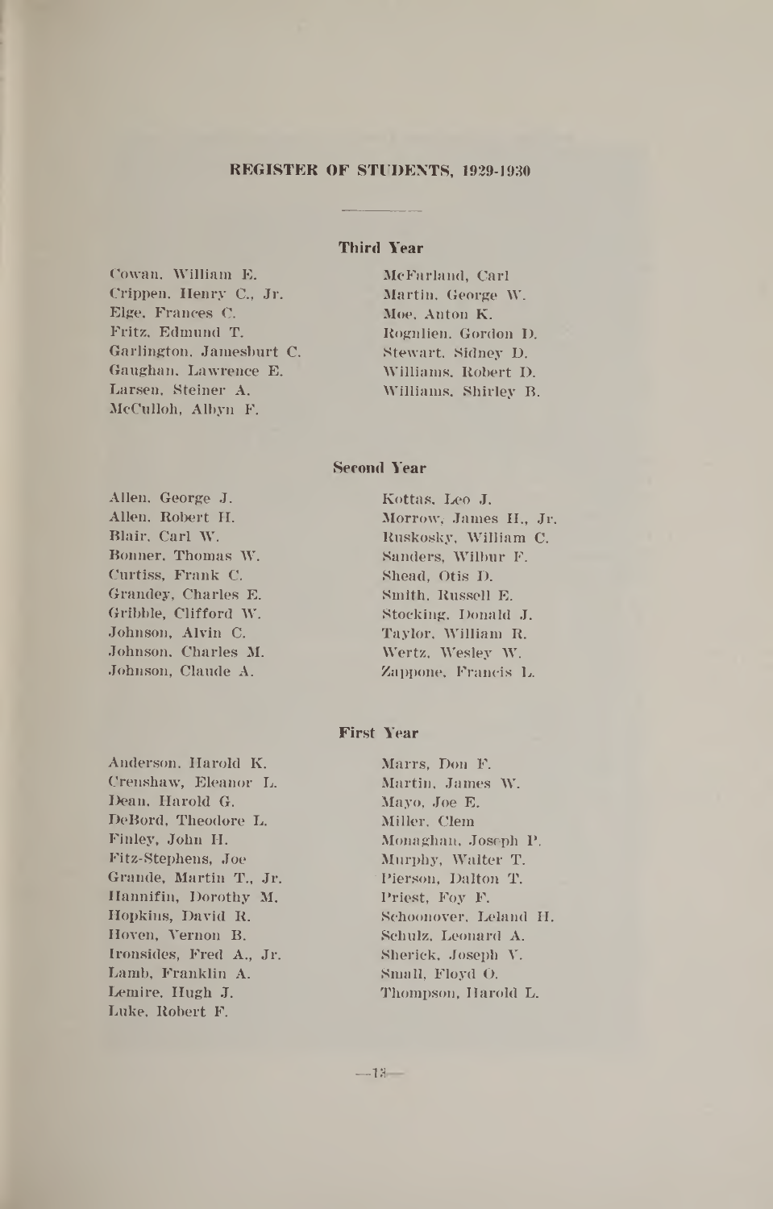## REGISTER OF STUDENTS, 1929-1930

### Third Year

Cowan, William E.
Crippen, Henry C., Jr.
Elge, Frances C.
Fritz, Edmund T.
Garlington, Jamesburt C.
Gaughan, Lawrence E.
Larsen, Steiner A.
McCulloh, Albyn F.
McFarland, Carl
Martin, George W.
Moe, Anton K.
Rognlien, Gordon D.
Stewart, Sidney D.
Williams, Robert D.
Williams, Shirley B.

### Second Year

Allen, George J.
Allen, Robert H.
Blair, Carl W.
Bonner, Thomas W.
Curtiss, Frank C.
Grandey, Charles E.
Gribble, Clifford W.
Johnson, Alvin C.
Johnson, Charles M.
Johnson, Claude A.
Kottas, Leo J.
Morrow, James H., Jr.
Ruskosky, William C.
Sanders, Wilbur F.
Shead, Otis D.
Smith, Russell E.
Stocking, Donald J.
Taylor, William R.
Wertz, Wesley W.
Zappone, Francis L.

### First Year

Anderson, Harold K.
Crenshaw, Eleanor L.
Dean, Harold G.
DeBord, Theodore L.
Finley, John H.
Fitz-Stephens, Joe
Grande, Martin T., Jr.
Hannifin, Dorothy M.
Hopkins, David R.
Hoven, Vernon B.
Ironsides, Fred A., Jr.
Lamb, Franklin A.
Lemire, Hugh J.
Luke, Robert F.
Marrs, Don F.
Martin, James W.
Mayo, Joe E.
Miller, Clem
Monaghan, Joseph P.
Murphy, Walter T.
Pierson, Dalton T.
Priest, Foy F.
Schoonover, Leland H.
Schulz, Leonard A.
Sherick, Joseph V.
Small, Floyd O.
Thompson, Harold L.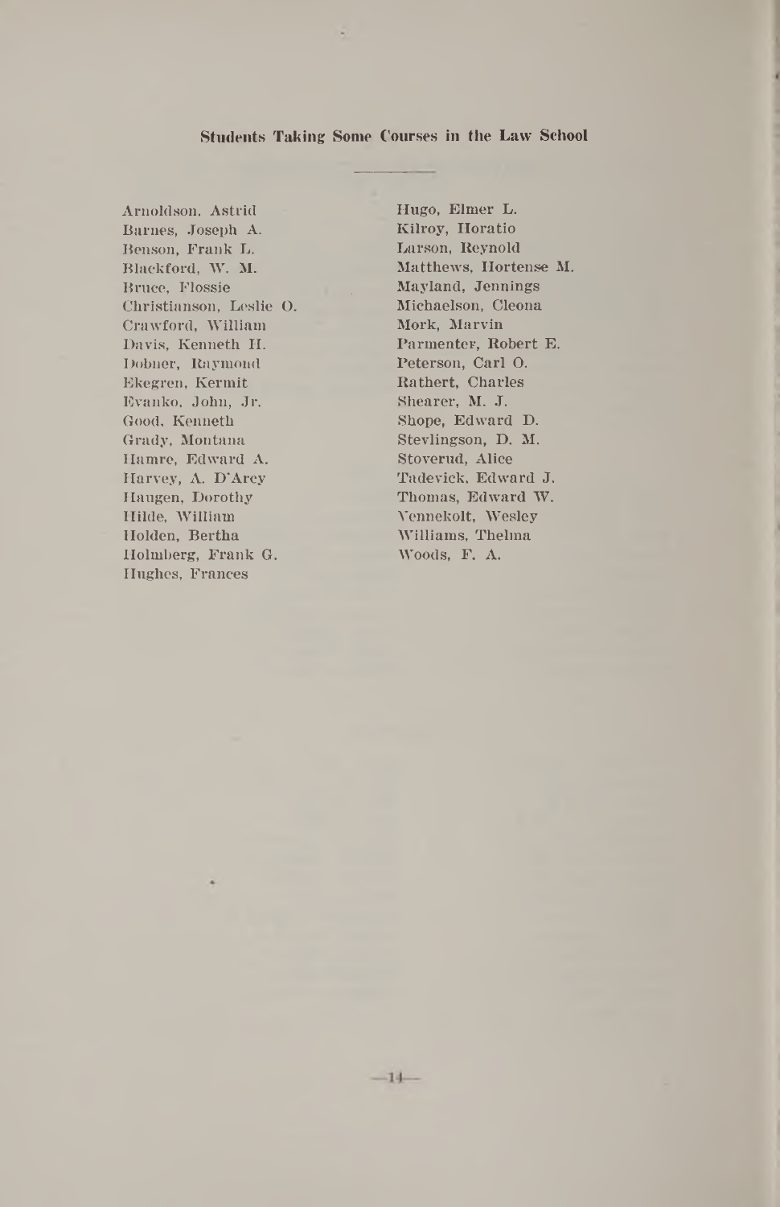### Students Taking Some Courses in the Law School

Arnoldson, Astrid
Barnes, Joseph A.
Benson, Frank L.
Blackford, W. M.
Bruce, Flossie
Christianson, Leslie O.
Crawford, William
Davis, Kenneth H.
Dobner, Raymond
Ekegren, Kermit
Evanko, John, Jr.
Good, Kenneth
Grady, Montana
Hamre, Edward A.
Harvey, A. D'Arcy
Haugen, Dorothy
Hilde, William
Holden, Bertha
Holmberg, Frank G.
Hughes, Frances
Hugo, Elmer L.
Kilroy, Horatio
Larson, Reynold
Matthews, Hortense M.
Mayland, Jennings
Michaelson, Cleona
Mork, Marvin
Parmenter, Robert E.
Peterson, Carl O.
Rathert, Charles
Shearer, M. J.
Shope, Edward D.
Stevlingson, D. M.
Stoverud, Alice
Tadevick, Edward J.
Thomas, Edward W.
Vennekolt, Wesley
Williams, Thelma
Woods, F. A.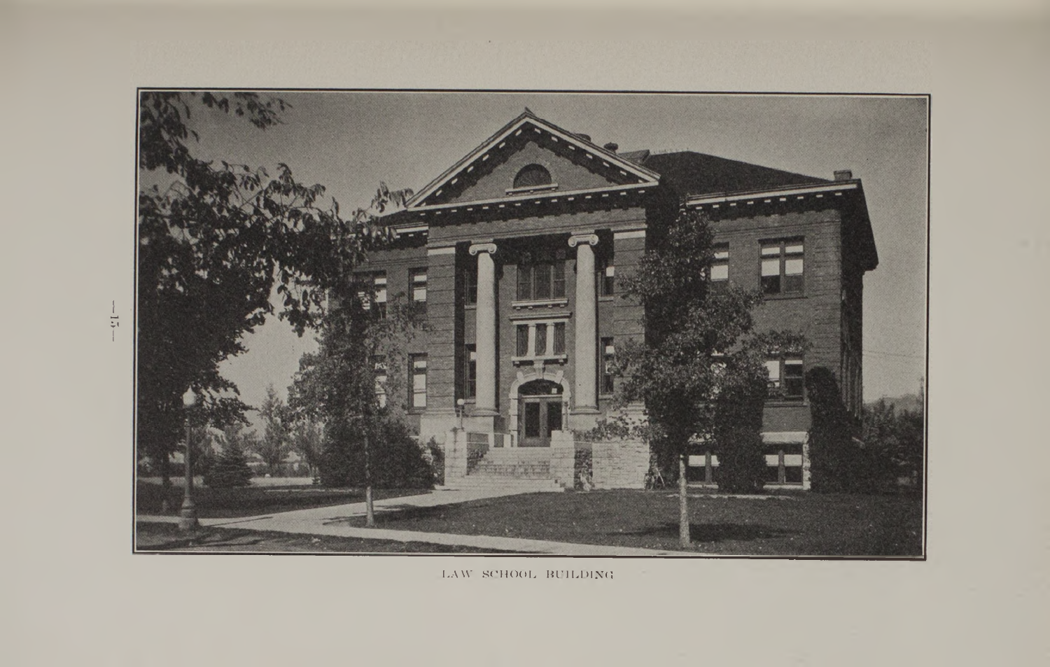LAW SCHOOL BUILDING